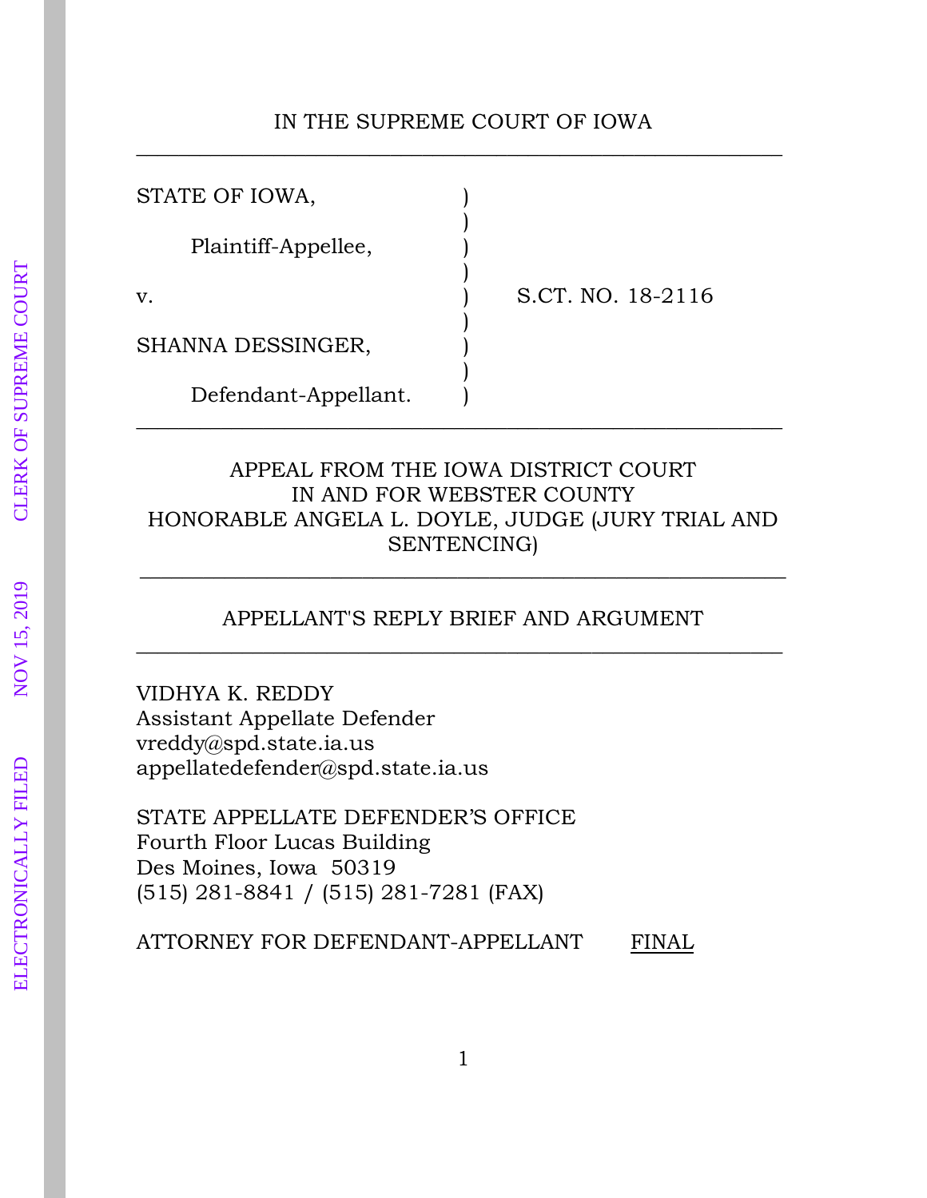IN THE SUPREME COURT OF IOWA

---

STATE OF IOWA, )
)
Plaintiff-Appellee, )
)
v. ) S.CT. NO. 18-2116
)
SHANNA DESSINGER, )
)
Defendant-Appellant. )

---

APPEAL FROM THE IOWA DISTRICT COURT
IN AND FOR WEBSTER COUNTY
HONORABLE ANGELA L. DOYLE, JUDGE (JURY TRIAL AND SENTENCING)

---

APPELLANT'S REPLY BRIEF AND ARGUMENT

---

VIDHYA K. REDDY
Assistant Appellate Defender
vreddy@spd.state.ia.us
appellatedefender@spd.state.ia.us

STATE APPELLATE DEFENDER'S OFFICE
Fourth Floor Lucas Building
Des Moines, Iowa 50319
(515) 281-8841 / (515) 281-7281 (FAX)

ATTORNEY FOR DEFENDANT-APPELLANT FINAL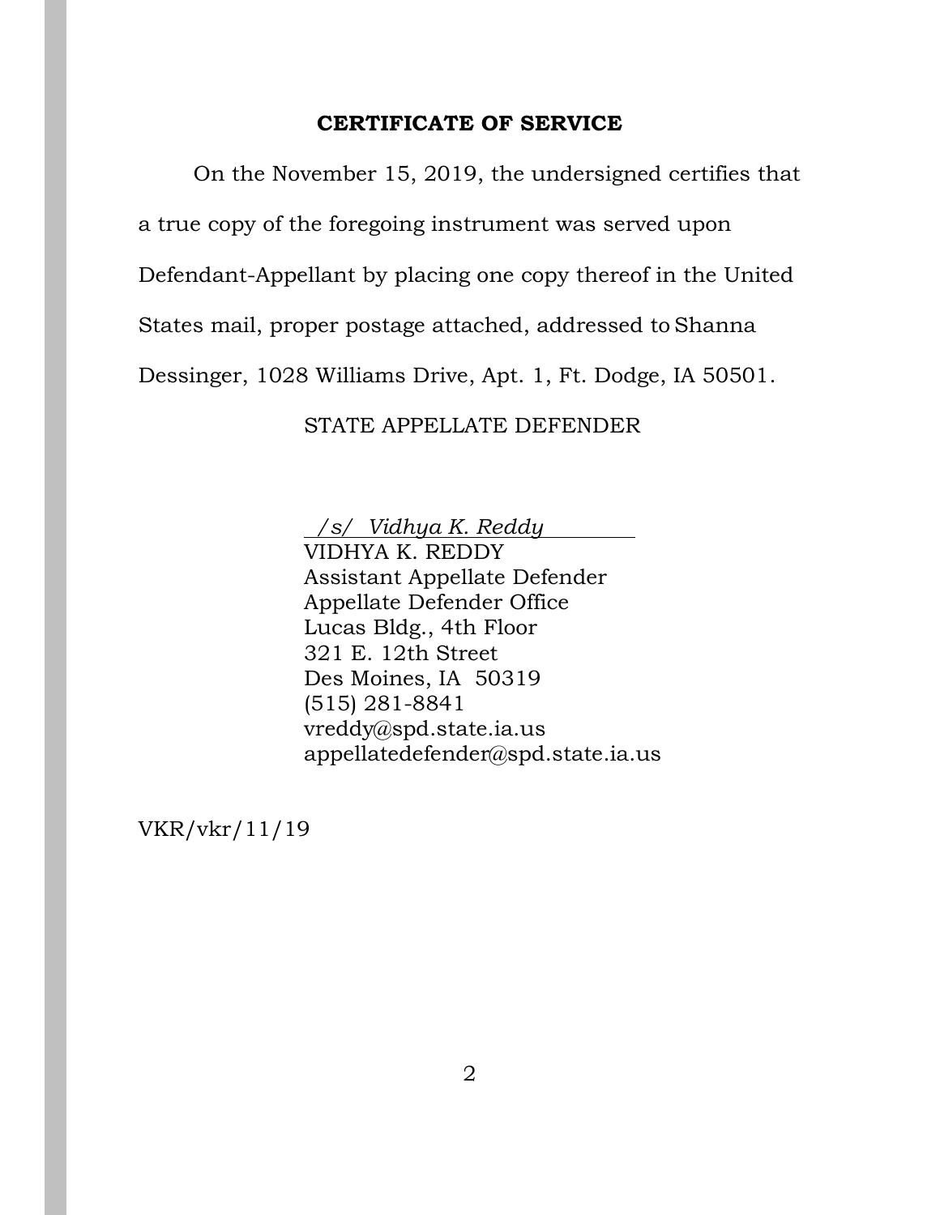**CERTIFICATE OF SERVICE**

On the November 15, 2019, the undersigned certifies that a true copy of the foregoing instrument was served upon Defendant-Appellant by placing one copy thereof in the United States mail, proper postage attached, addressed to Shanna Dessinger, 1028 Williams Drive, Apt. 1, Ft. Dodge, IA 50501.

STATE APPELLATE DEFENDER

*/s/ Vidhya K. Reddy*
VIDHYA K. REDDY
Assistant Appellate Defender
Appellate Defender Office
Lucas Bldg., 4th Floor
321 E. 12th Street
Des Moines, IA 50319
(515) 281-8841
vreddy@spd.state.ia.us
appellatedefender@spd.state.ia.us

VKR/vkr/11/19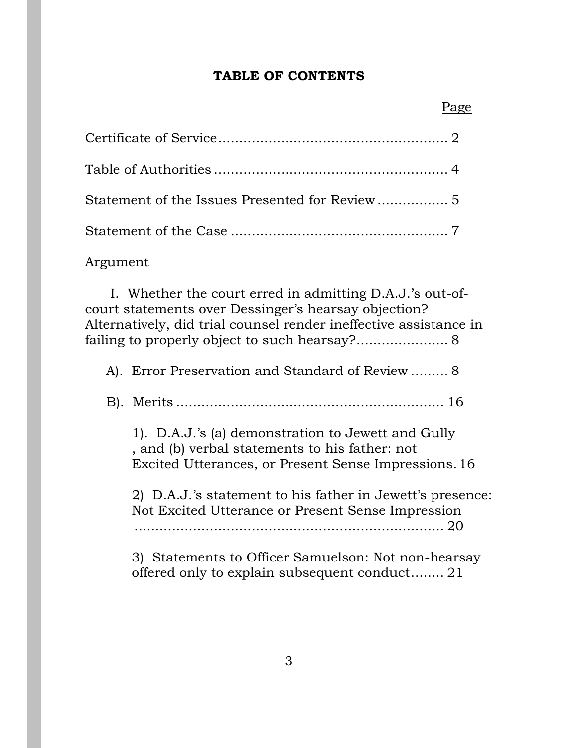# TABLE OF CONTENTS

Page

Certificate of Service........................................................ 2

Table of Authorities ........................................................ 4

Statement of the Issues Presented for Review ................ 5

Statement of the Case .................................................... 7

Argument

I. Whether the court erred in admitting D.A.J.'s out-of-court statements over Dessinger's hearsay objection? Alternatively, did trial counsel render ineffective assistance in failing to properly object to such hearsay?...................... 8

A). Error Preservation and Standard of Review ......... 8

B). Merits ................................................................ 16

1). D.A.J.'s (a) demonstration to Jewett and Gully , and (b) verbal statements to his father: not Excited Utterances, or Present Sense Impressions. 16

2) D.A.J.'s statement to his father in Jewett's presence: Not Excited Utterance or Present Sense Impression ........................................................................... 20

3) Statements to Officer Samuelson: Not non-hearsay offered only to explain subsequent conduct........ 21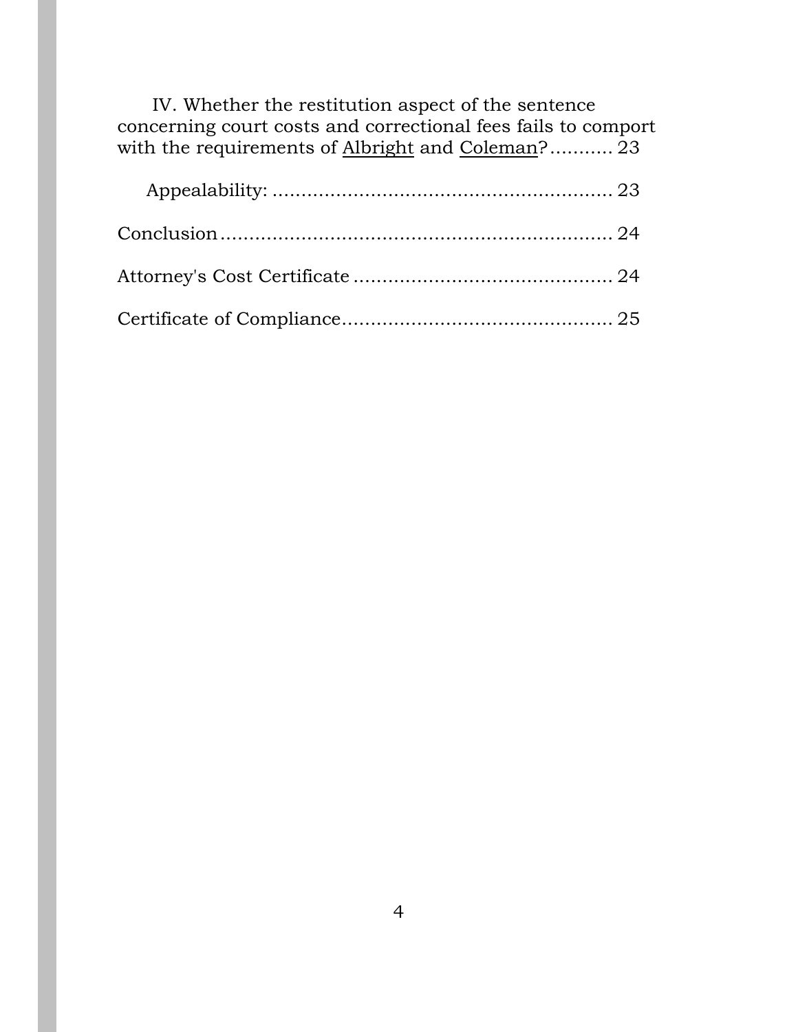IV. Whether the restitution aspect of the sentence concerning court costs and correctional fees fails to comport with the requirements of Albright and Coleman? .......... 23

Appealability: .......................................................... 23

Conclusion .................................................................. 24

Attorney's Cost Certificate ........................................... 24

Certificate of Compliance.............................................. 25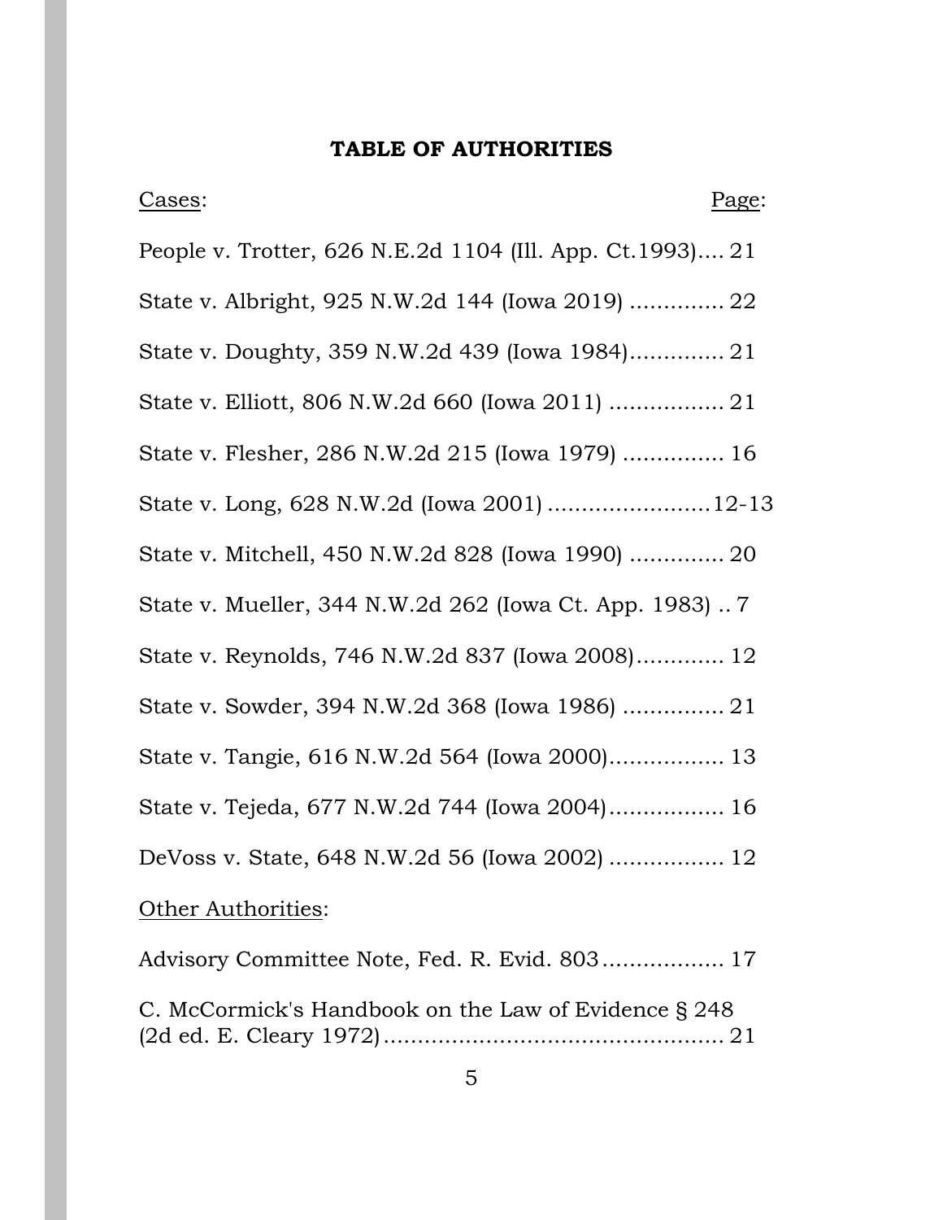## TABLE OF AUTHORITIES

Cases: Page:

People v. Trotter, 626 N.E.2d 1104 (Ill. App. Ct.1993).... 21

State v. Albright, 925 N.W.2d 144 (Iowa 2019) ............. 22

State v. Doughty, 359 N.W.2d 439 (Iowa 1984)............. 21

State v. Elliott, 806 N.W.2d 660 (Iowa 2011) ................ 21

State v. Flesher, 286 N.W.2d 215 (Iowa 1979) .............. 16

State v. Long, 628 N.W.2d (Iowa 2001) ........................12-13

State v. Mitchell, 450 N.W.2d 828 (Iowa 1990) ............. 20

State v. Mueller, 344 N.W.2d 262 (Iowa Ct. App. 1983) .. 7

State v. Reynolds, 746 N.W.2d 837 (Iowa 2008)............ 12

State v. Sowder, 394 N.W.2d 368 (Iowa 1986) .............. 21

State v. Tangie, 616 N.W.2d 564 (Iowa 2000)................ 13

State v. Tejeda, 677 N.W.2d 744 (Iowa 2004)................ 16

DeVoss v. State, 648 N.W.2d 56 (Iowa 2002) ................ 12

Other Authorities:

Advisory Committee Note, Fed. R. Evid. 803................. 17

C. McCormick's Handbook on the Law of Evidence § 248 (2d ed. E. Cleary 1972)................................................. 21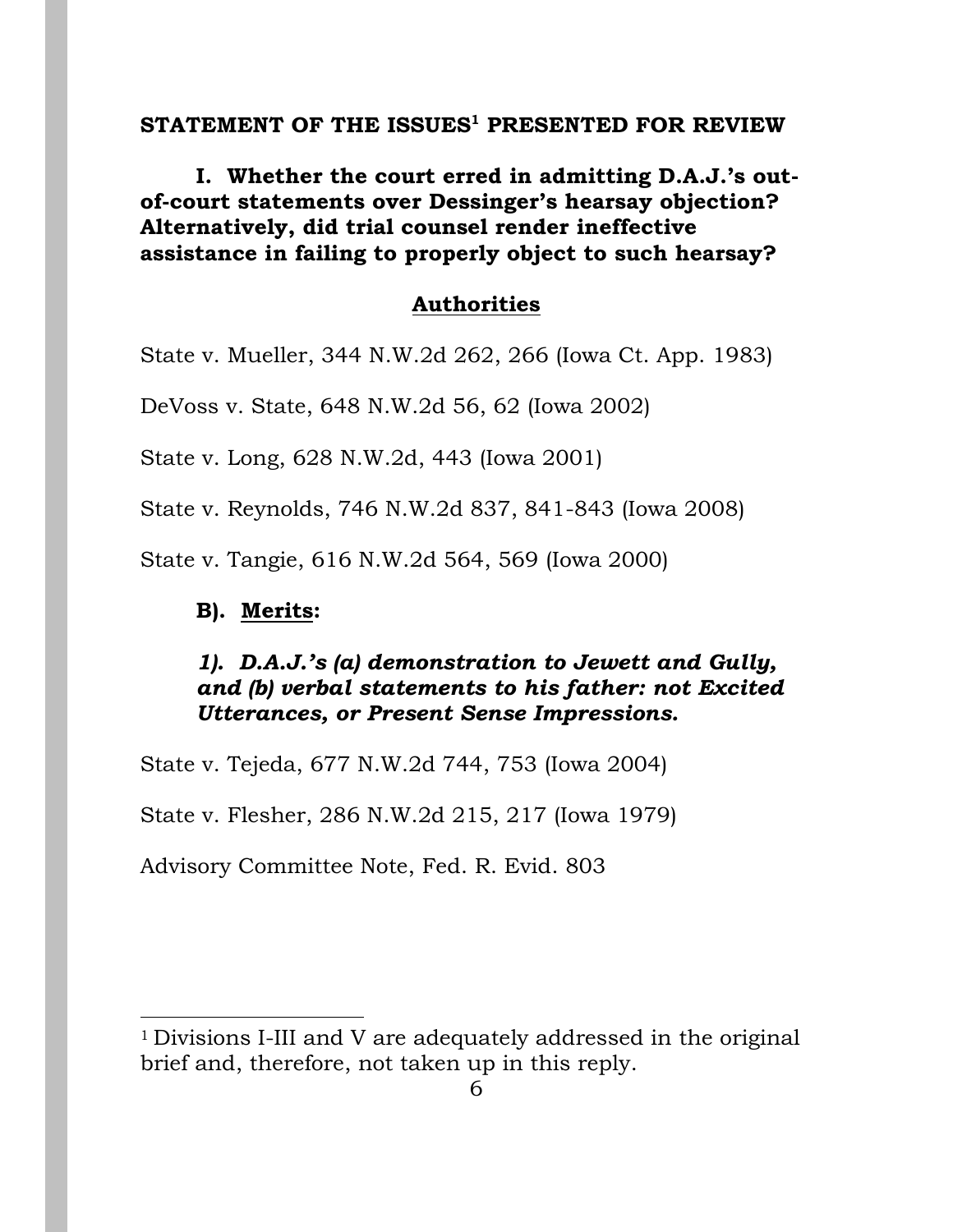**STATEMENT OF THE ISSUES[1] PRESENTED FOR REVIEW**

**I. Whether the court erred in admitting D.A.J.'s out-of-court statements over Dessinger's hearsay objection? Alternatively, did trial counsel render ineffective assistance in failing to properly object to such hearsay?**

**<u>Authorities</u>**

State v. Mueller, 344 N.W.2d 262, 266 (Iowa Ct. App. 1983)

DeVoss v. State, 648 N.W.2d 56, 62 (Iowa 2002)

State v. Long, 628 N.W.2d, 443 (Iowa 2001)

State v. Reynolds, 746 N.W.2d 837, 841-843 (Iowa 2008)

State v. Tangie, 616 N.W.2d 564, 569 (Iowa 2000)

**B). <u>Merits</u>:**

***1). D.A.J.'s (a) demonstration to Jewett and Gully, and (b) verbal statements to his father: not Excited Utterances, or Present Sense Impressions.***

State v. Tejeda, 677 N.W.2d 744, 753 (Iowa 2004)

State v. Flesher, 286 N.W.2d 215, 217 (Iowa 1979)

Advisory Committee Note, Fed. R. Evid. 803

---

[1] Divisions I-III and V are adequately addressed in the original brief and, therefore, not taken up in this reply.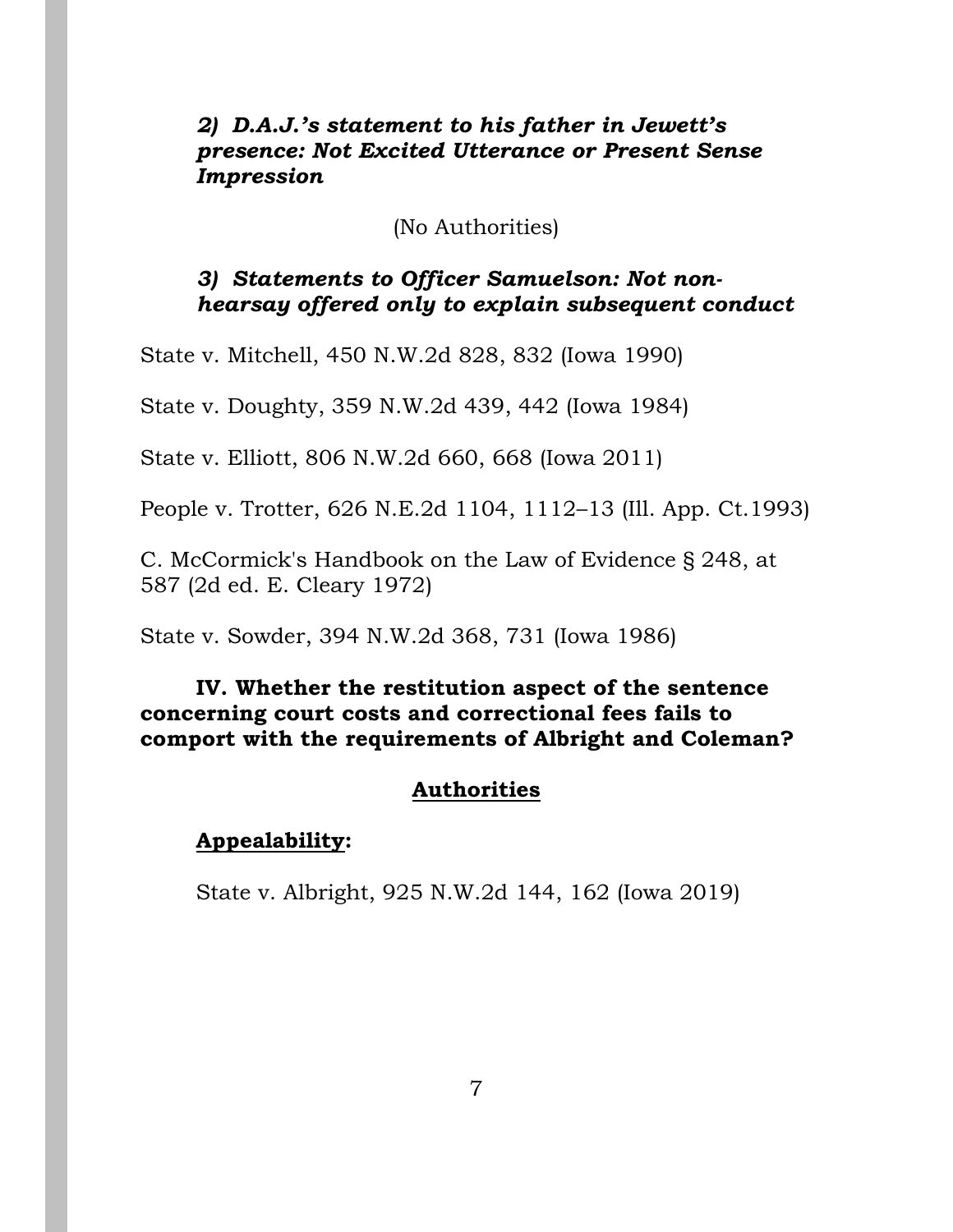***2) D.A.J.'s statement to his father in Jewett's presence: Not Excited Utterance or Present Sense Impression***

(No Authorities)

***3) Statements to Officer Samuelson: Not non-hearsay offered only to explain subsequent conduct***

State v. Mitchell, 450 N.W.2d 828, 832 (Iowa 1990)

State v. Doughty, 359 N.W.2d 439, 442 (Iowa 1984)

State v. Elliott, 806 N.W.2d 660, 668 (Iowa 2011)

People v. Trotter, 626 N.E.2d 1104, 1112–13 (Ill. App. Ct.1993)

C. McCormick's Handbook on the Law of Evidence § 248, at 587 (2d ed. E. Cleary 1972)

State v. Sowder, 394 N.W.2d 368, 731 (Iowa 1986)

**IV. Whether the restitution aspect of the sentence concerning court costs and correctional fees fails to comport with the requirements of Albright and Coleman?**

**Authorities**

**Appealability:**

State v. Albright, 925 N.W.2d 144, 162 (Iowa 2019)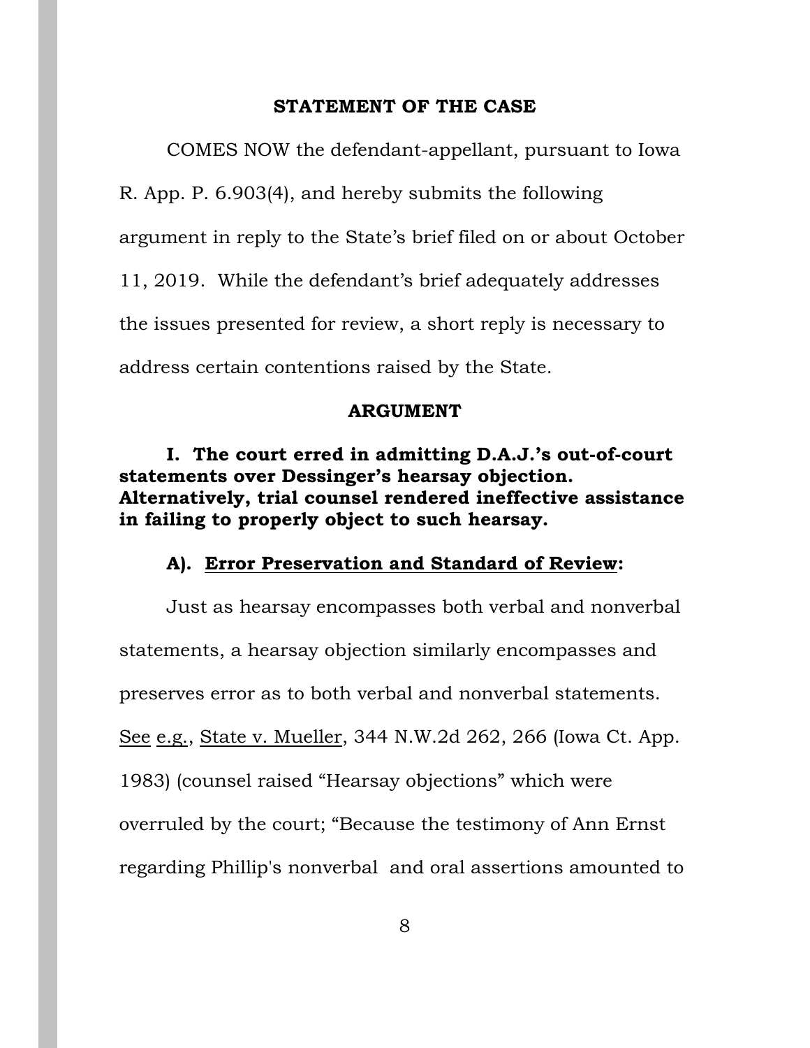## STATEMENT OF THE CASE

COMES NOW the defendant-appellant, pursuant to Iowa R. App. P. 6.903(4), and hereby submits the following argument in reply to the State's brief filed on or about October 11, 2019. While the defendant's brief adequately addresses the issues presented for review, a short reply is necessary to address certain contentions raised by the State.

## ARGUMENT

### I. The court erred in admitting D.A.J.'s out-of-court statements over Dessinger's hearsay objection. Alternatively, trial counsel rendered ineffective assistance in failing to properly object to such hearsay.

#### A). Error Preservation and Standard of Review:

Just as hearsay encompasses both verbal and nonverbal statements, a hearsay objection similarly encompasses and preserves error as to both verbal and nonverbal statements. See e.g., State v. Mueller, 344 N.W.2d 262, 266 (Iowa Ct. App. 1983) (counsel raised "Hearsay objections" which were overruled by the court; "Because the testimony of Ann Ernst regarding Phillip's nonverbal and oral assertions amounted to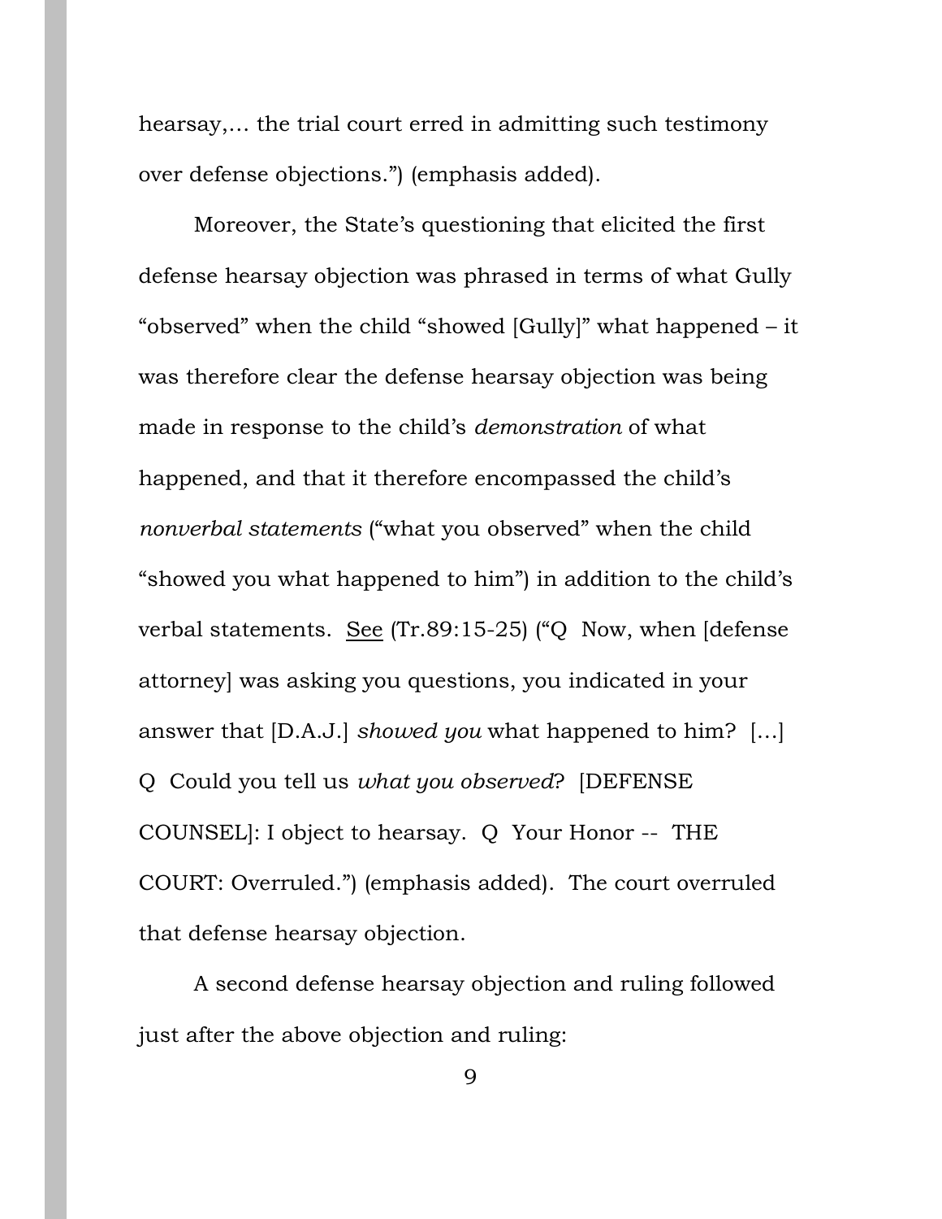hearsay,… the trial court erred in admitting such testimony over defense objections.") (emphasis added).

Moreover, the State's questioning that elicited the first defense hearsay objection was phrased in terms of what Gully "observed" when the child "showed [Gully]" what happened – it was therefore clear the defense hearsay objection was being made in response to the child's *demonstration* of what happened, and that it therefore encompassed the child's *nonverbal statements* ("what you observed" when the child "showed you what happened to him") in addition to the child's verbal statements. See (Tr.89:15-25) ("Q Now, when [defense attorney] was asking you questions, you indicated in your answer that [D.A.J.] *showed you* what happened to him? […] Q Could you tell us *what you observed*? [DEFENSE COUNSEL]: I object to hearsay. Q Your Honor -- THE COURT: Overruled.") (emphasis added). The court overruled that defense hearsay objection.

A second defense hearsay objection and ruling followed just after the above objection and ruling: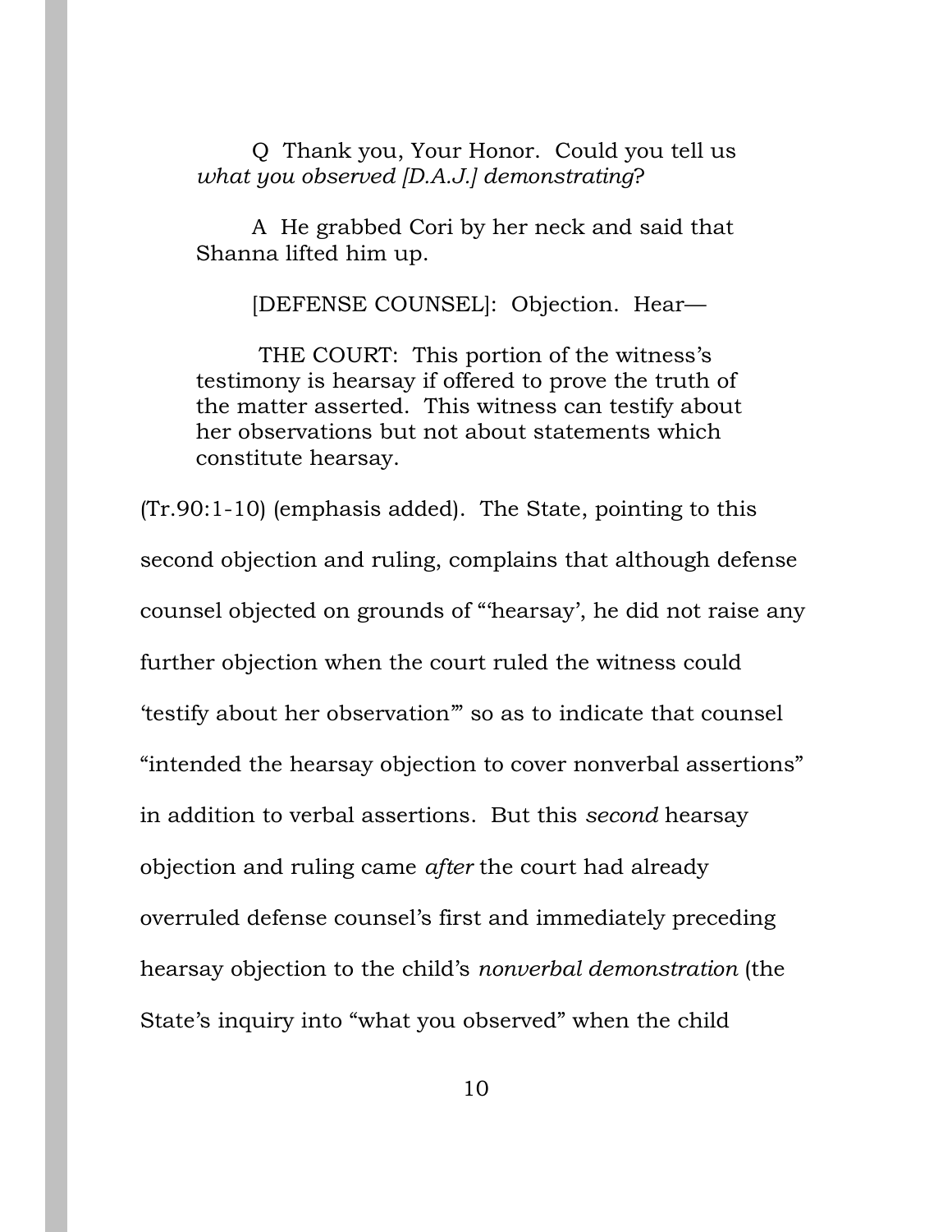> Q Thank you, Your Honor. Could you tell us *what you observed [D.A.J.] demonstrating*?
>
> A He grabbed Cori by her neck and said that Shanna lifted him up.
>
> [DEFENSE COUNSEL]: Objection. Hear—
>
> THE COURT: This portion of the witness's testimony is hearsay if offered to prove the truth of the matter asserted. This witness can testify about her observations but not about statements which constitute hearsay.

(Tr.90:1-10) (emphasis added). The State, pointing to this second objection and ruling, complains that although defense counsel objected on grounds of "'hearsay', he did not raise any further objection when the court ruled the witness could 'testify about her observation'" so as to indicate that counsel "intended the hearsay objection to cover nonverbal assertions" in addition to verbal assertions. But this *second* hearsay objection and ruling came *after* the court had already overruled defense counsel's first and immediately preceding hearsay objection to the child's *nonverbal demonstration* (the State's inquiry into "what you observed" when the child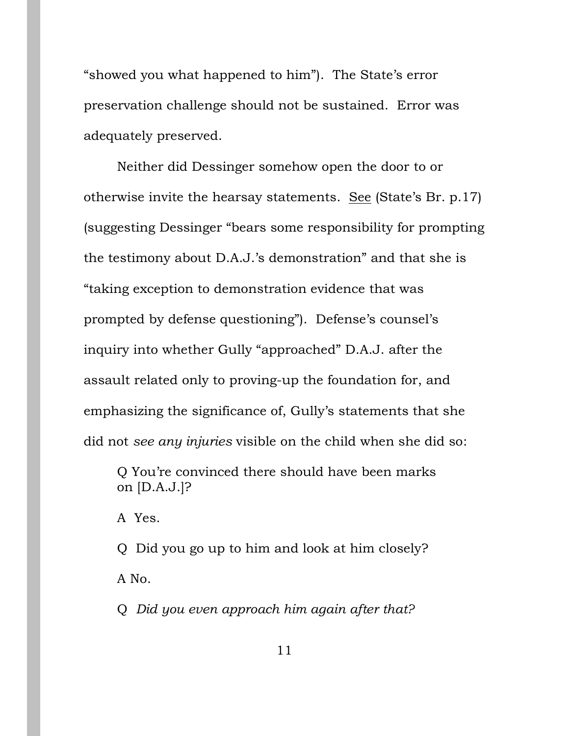"showed you what happened to him"). The State's error preservation challenge should not be sustained. Error was adequately preserved.

Neither did Dessinger somehow open the door to or otherwise invite the hearsay statements. See (State's Br. p.17) (suggesting Dessinger "bears some responsibility for prompting the testimony about D.A.J.'s demonstration" and that she is "taking exception to demonstration evidence that was prompted by defense questioning"). Defense's counsel's inquiry into whether Gully "approached" D.A.J. after the assault related only to proving-up the foundation for, and emphasizing the significance of, Gully's statements that she did not *see any injuries* visible on the child when she did so:

> Q You're convinced there should have been marks on [D.A.J.]?
>
> A Yes.
>
> Q Did you go up to him and look at him closely?
>
> A No.
>
> Q *Did you even approach him again after that?*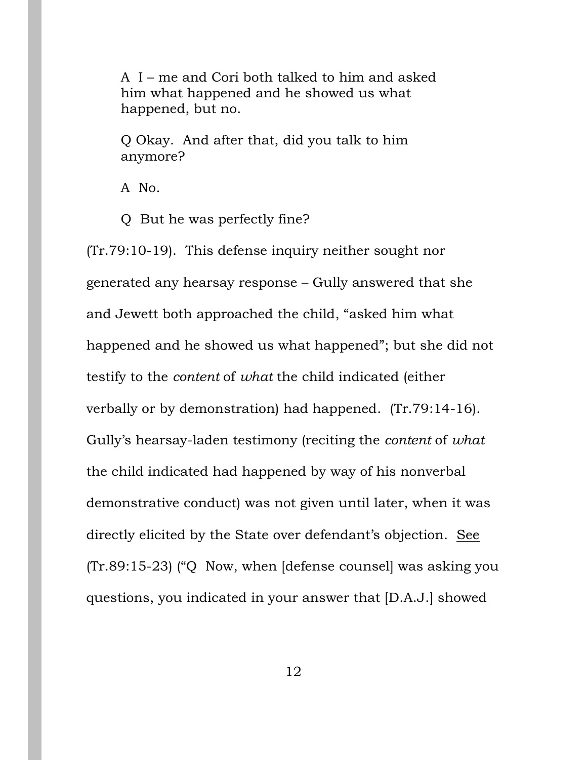> A I – me and Cori both talked to him and asked him what happened and he showed us what happened, but no.
>
> Q Okay. And after that, did you talk to him anymore?
>
> A No.
>
> Q But he was perfectly fine?

(Tr.79:10-19). This defense inquiry neither sought nor generated any hearsay response – Gully answered that she and Jewett both approached the child, "asked him what happened and he showed us what happened"; but she did not testify to the *content* of *what* the child indicated (either verbally or by demonstration) had happened. (Tr.79:14-16). Gully's hearsay-laden testimony (reciting the *content* of *what* the child indicated had happened by way of his nonverbal demonstrative conduct) was not given until later, when it was directly elicited by the State over defendant's objection. See (Tr.89:15-23) ("Q Now, when [defense counsel] was asking you questions, you indicated in your answer that [D.A.J.] showed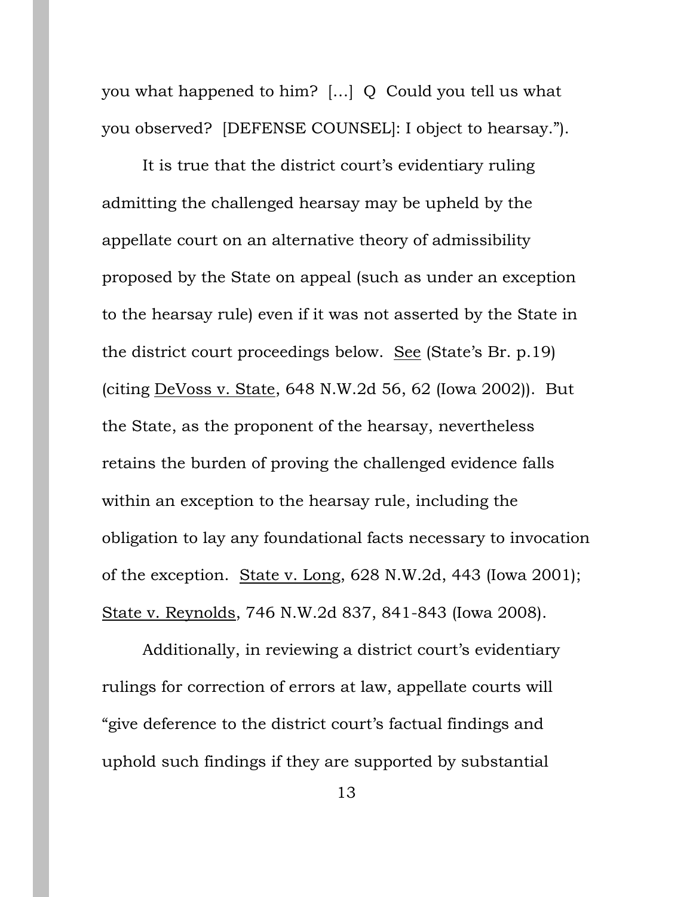you what happened to him? […] Q Could you tell us what you observed? [DEFENSE COUNSEL]: I object to hearsay.").

It is true that the district court's evidentiary ruling admitting the challenged hearsay may be upheld by the appellate court on an alternative theory of admissibility proposed by the State on appeal (such as under an exception to the hearsay rule) even if it was not asserted by the State in the district court proceedings below. See (State's Br. p.19) (citing DeVoss v. State, 648 N.W.2d 56, 62 (Iowa 2002)). But the State, as the proponent of the hearsay, nevertheless retains the burden of proving the challenged evidence falls within an exception to the hearsay rule, including the obligation to lay any foundational facts necessary to invocation of the exception. State v. Long, 628 N.W.2d, 443 (Iowa 2001); State v. Reynolds, 746 N.W.2d 837, 841-843 (Iowa 2008).

Additionally, in reviewing a district court's evidentiary rulings for correction of errors at law, appellate courts will "give deference to the district court's factual findings and uphold such findings if they are supported by substantial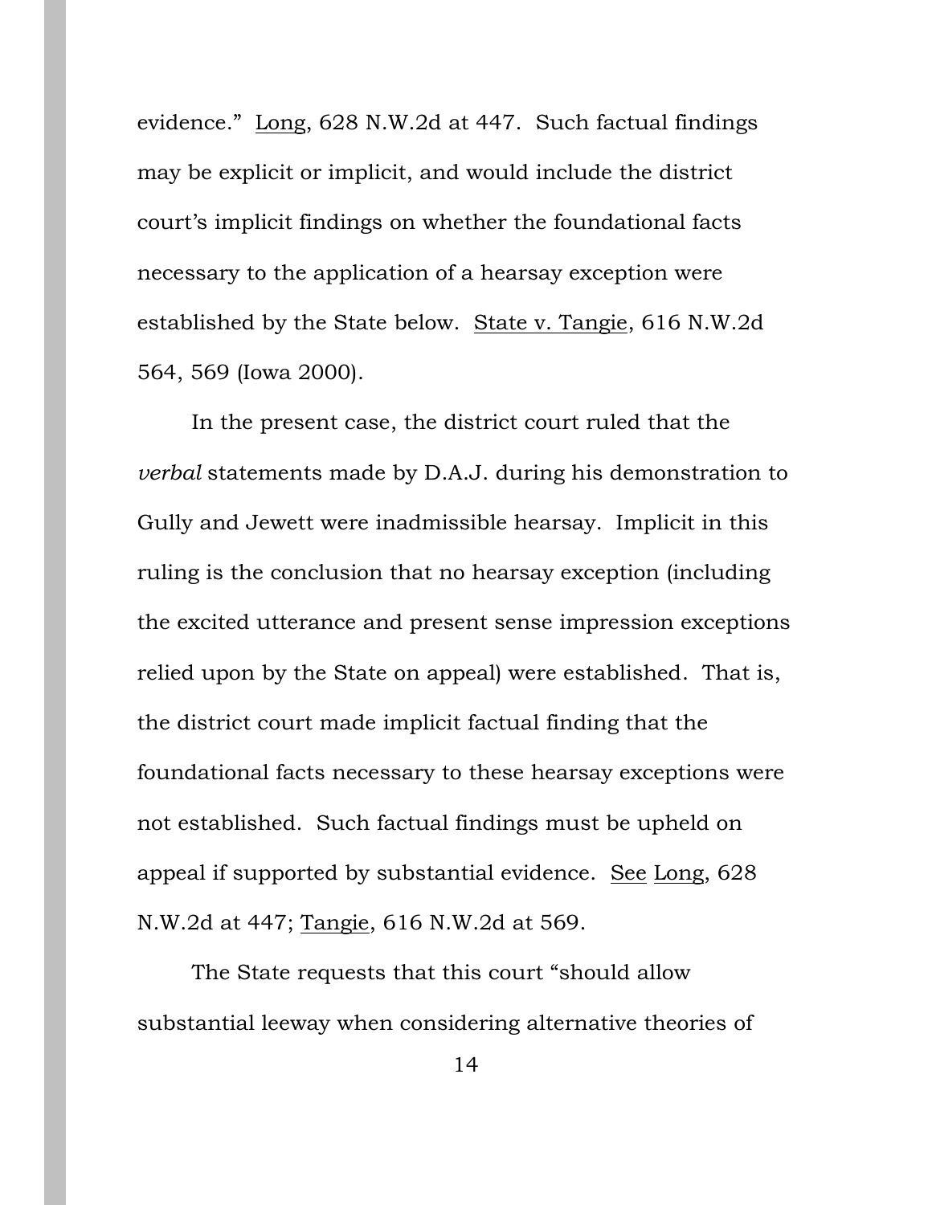evidence." Long, 628 N.W.2d at 447. Such factual findings may be explicit or implicit, and would include the district court's implicit findings on whether the foundational facts necessary to the application of a hearsay exception were established by the State below. State v. Tangie, 616 N.W.2d 564, 569 (Iowa 2000).

In the present case, the district court ruled that the *verbal* statements made by D.A.J. during his demonstration to Gully and Jewett were inadmissible hearsay. Implicit in this ruling is the conclusion that no hearsay exception (including the excited utterance and present sense impression exceptions relied upon by the State on appeal) were established. That is, the district court made implicit factual finding that the foundational facts necessary to these hearsay exceptions were not established. Such factual findings must be upheld on appeal if supported by substantial evidence. See Long, 628 N.W.2d at 447; Tangie, 616 N.W.2d at 569.

The State requests that this court "should allow substantial leeway when considering alternative theories of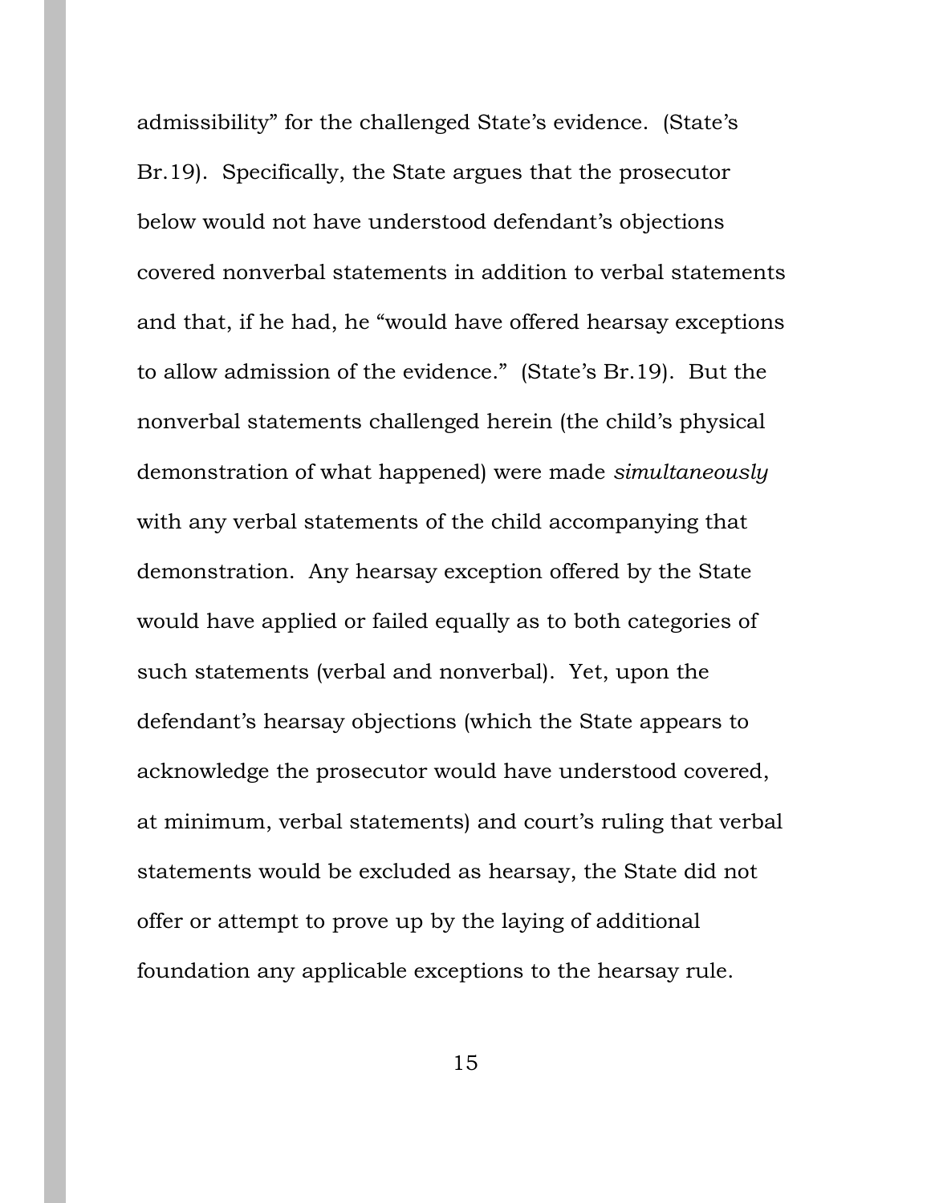admissibility" for the challenged State's evidence. (State's Br.19). Specifically, the State argues that the prosecutor below would not have understood defendant's objections covered nonverbal statements in addition to verbal statements and that, if he had, he "would have offered hearsay exceptions to allow admission of the evidence." (State's Br.19). But the nonverbal statements challenged herein (the child's physical demonstration of what happened) were made *simultaneously* with any verbal statements of the child accompanying that demonstration. Any hearsay exception offered by the State would have applied or failed equally as to both categories of such statements (verbal and nonverbal). Yet, upon the defendant's hearsay objections (which the State appears to acknowledge the prosecutor would have understood covered, at minimum, verbal statements) and court's ruling that verbal statements would be excluded as hearsay, the State did not offer or attempt to prove up by the laying of additional foundation any applicable exceptions to the hearsay rule.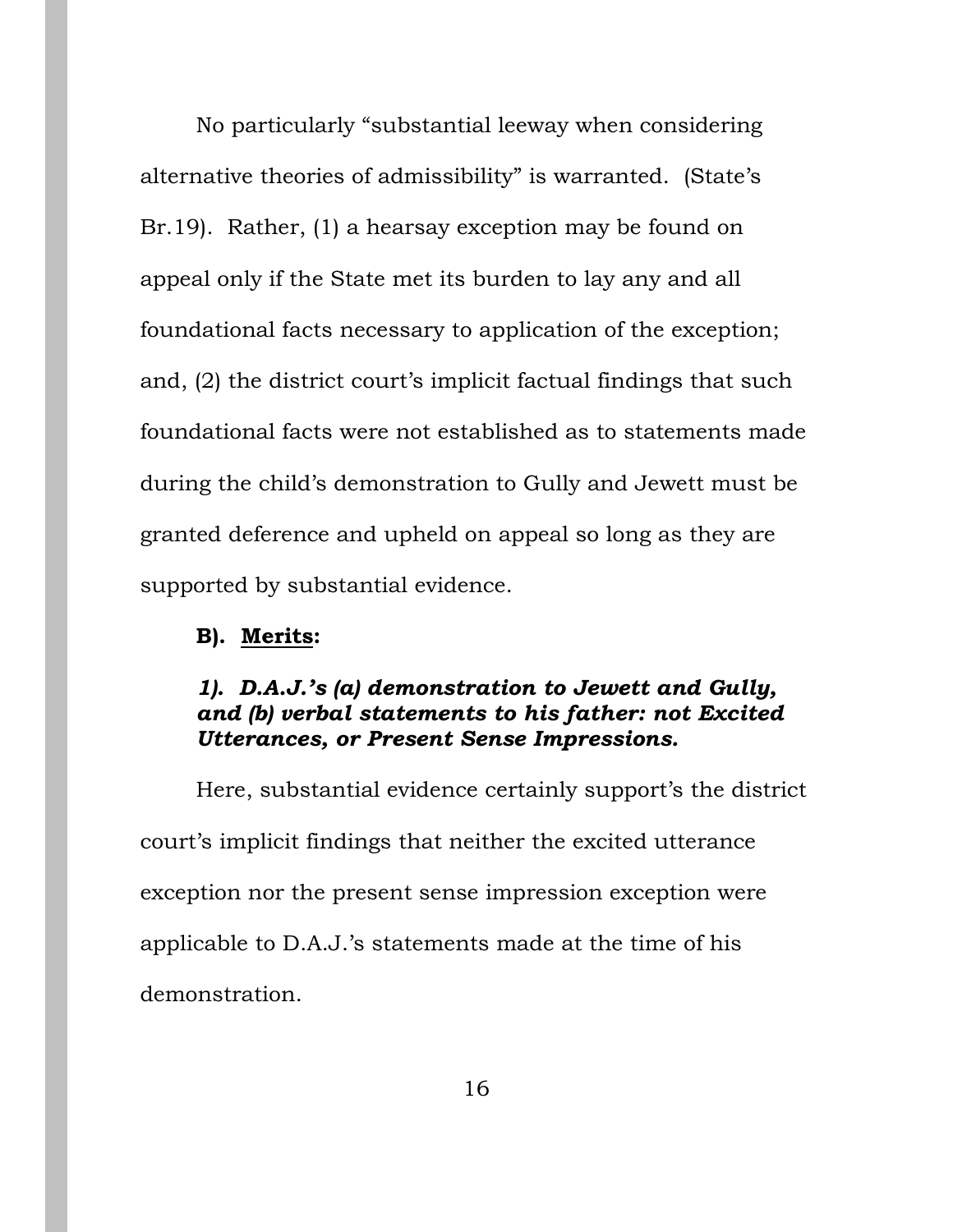No particularly "substantial leeway when considering alternative theories of admissibility" is warranted. (State's Br.19). Rather, (1) a hearsay exception may be found on appeal only if the State met its burden to lay any and all foundational facts necessary to application of the exception; and, (2) the district court's implicit factual findings that such foundational facts were not established as to statements made during the child's demonstration to Gully and Jewett must be granted deference and upheld on appeal so long as they are supported by substantial evidence.

**B). <u>Merits</u>:**

***1). D.A.J.'s (a) demonstration to Jewett and Gully, and (b) verbal statements to his father: not Excited Utterances, or Present Sense Impressions.***

Here, substantial evidence certainly support's the district court's implicit findings that neither the excited utterance exception nor the present sense impression exception were applicable to D.A.J.'s statements made at the time of his demonstration.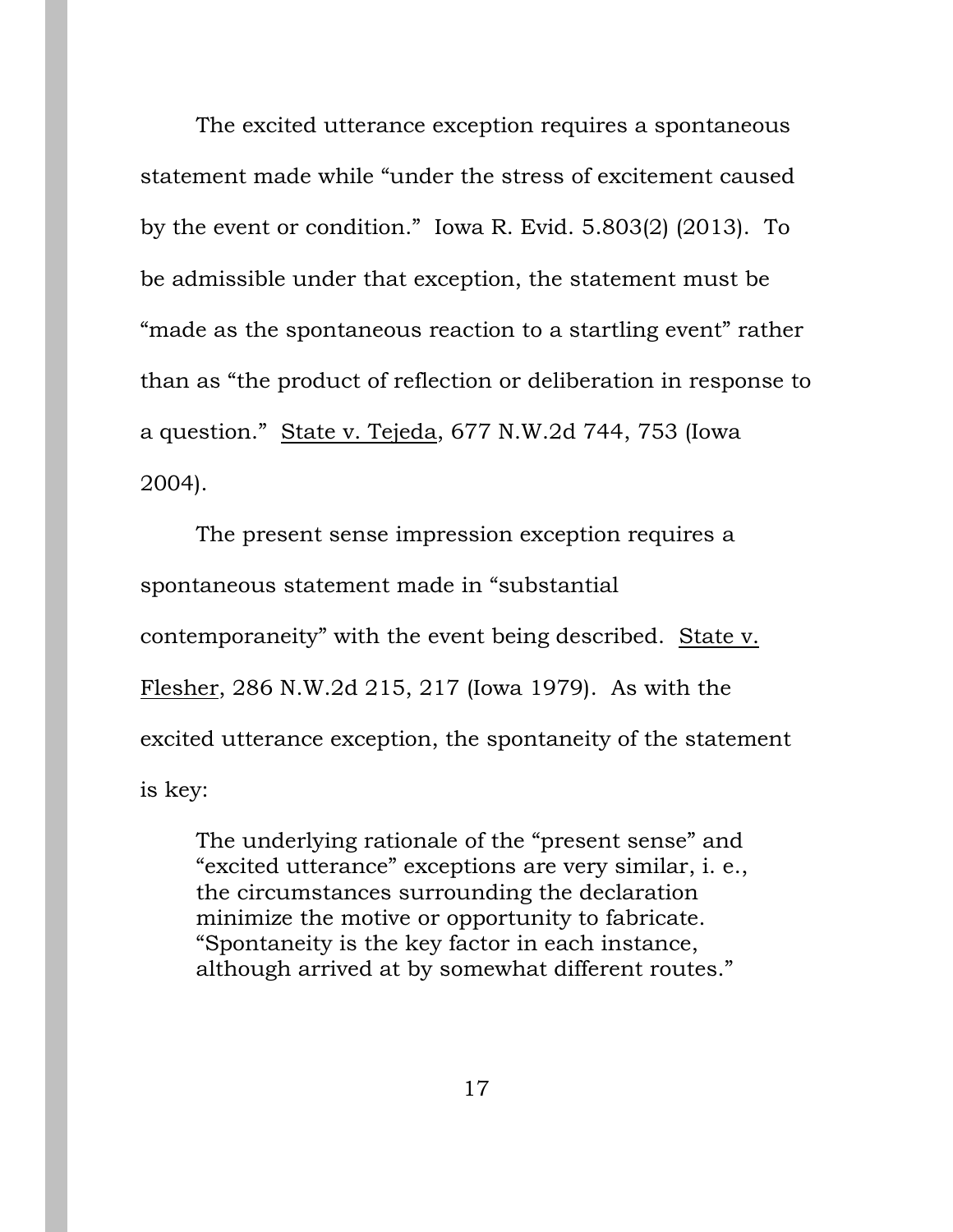The excited utterance exception requires a spontaneous statement made while "under the stress of excitement caused by the event or condition." Iowa R. Evid. 5.803(2) (2013). To be admissible under that exception, the statement must be "made as the spontaneous reaction to a startling event" rather than as "the product of reflection or deliberation in response to a question." State v. Tejeda, 677 N.W.2d 744, 753 (Iowa 2004).

The present sense impression exception requires a spontaneous statement made in "substantial contemporaneity" with the event being described. State v. Flesher, 286 N.W.2d 215, 217 (Iowa 1979). As with the excited utterance exception, the spontaneity of the statement is key:

> The underlying rationale of the "present sense" and "excited utterance" exceptions are very similar, i. e., the circumstances surrounding the declaration minimize the motive or opportunity to fabricate. "Spontaneity is the key factor in each instance, although arrived at by somewhat different routes."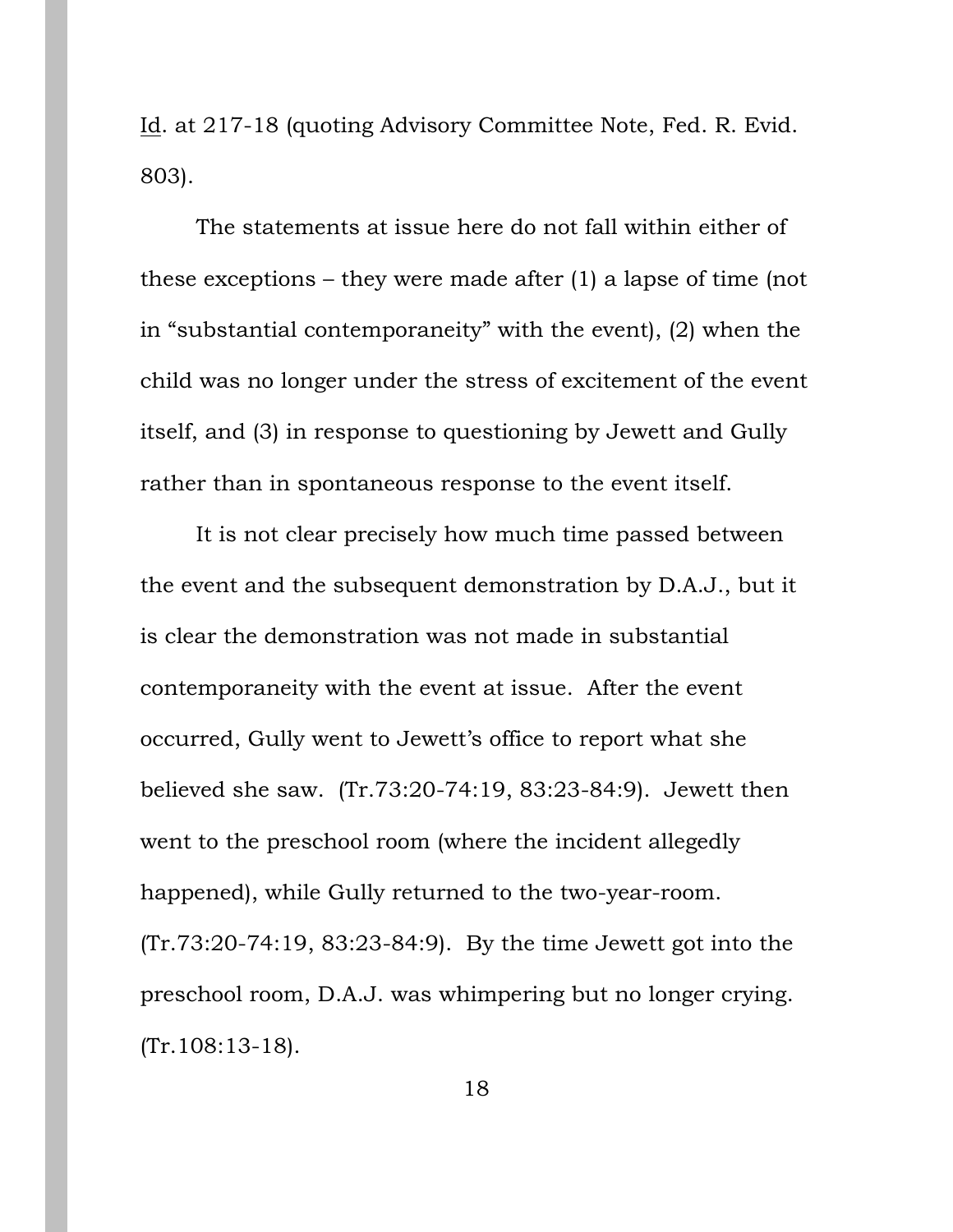Id. at 217-18 (quoting Advisory Committee Note, Fed. R. Evid. 803).

The statements at issue here do not fall within either of these exceptions – they were made after (1) a lapse of time (not in "substantial contemporaneity" with the event), (2) when the child was no longer under the stress of excitement of the event itself, and (3) in response to questioning by Jewett and Gully rather than in spontaneous response to the event itself.

It is not clear precisely how much time passed between the event and the subsequent demonstration by D.A.J., but it is clear the demonstration was not made in substantial contemporaneity with the event at issue. After the event occurred, Gully went to Jewett's office to report what she believed she saw. (Tr.73:20-74:19, 83:23-84:9). Jewett then went to the preschool room (where the incident allegedly happened), while Gully returned to the two-year-room. (Tr.73:20-74:19, 83:23-84:9). By the time Jewett got into the preschool room, D.A.J. was whimpering but no longer crying. (Tr.108:13-18).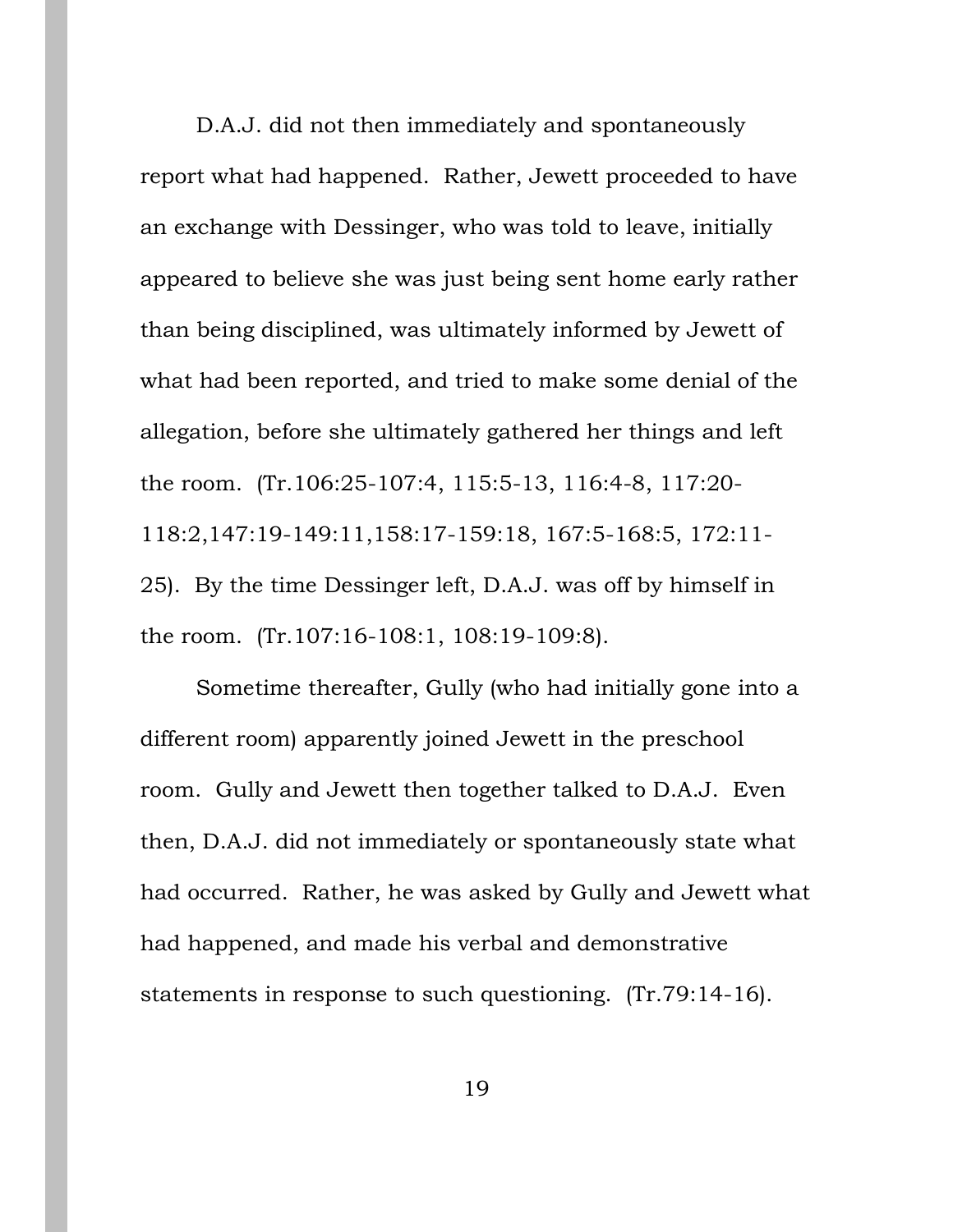D.A.J. did not then immediately and spontaneously report what had happened. Rather, Jewett proceeded to have an exchange with Dessinger, who was told to leave, initially appeared to believe she was just being sent home early rather than being disciplined, was ultimately informed by Jewett of what had been reported, and tried to make some denial of the allegation, before she ultimately gathered her things and left the room. (Tr.106:25-107:4, 115:5-13, 116:4-8, 117:20-118:2,147:19-149:11,158:17-159:18, 167:5-168:5, 172:11-25). By the time Dessinger left, D.A.J. was off by himself in the room. (Tr.107:16-108:1, 108:19-109:8).

Sometime thereafter, Gully (who had initially gone into a different room) apparently joined Jewett in the preschool room. Gully and Jewett then together talked to D.A.J. Even then, D.A.J. did not immediately or spontaneously state what had occurred. Rather, he was asked by Gully and Jewett what had happened, and made his verbal and demonstrative statements in response to such questioning. (Tr.79:14-16).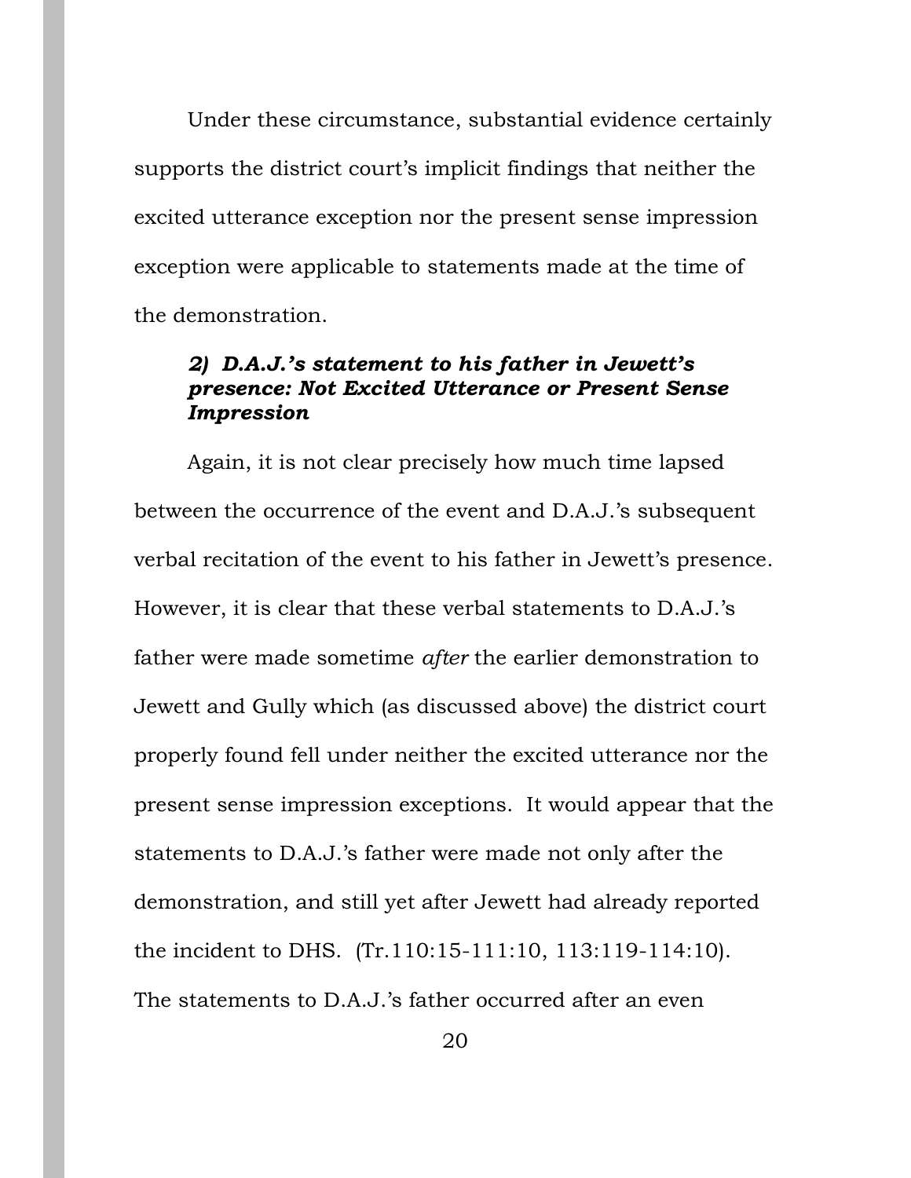Under these circumstance, substantial evidence certainly supports the district court's implicit findings that neither the excited utterance exception nor the present sense impression exception were applicable to statements made at the time of the demonstration.

#### *2) D.A.J.'s statement to his father in Jewett's presence: Not Excited Utterance or Present Sense Impression*

Again, it is not clear precisely how much time lapsed between the occurrence of the event and D.A.J.'s subsequent verbal recitation of the event to his father in Jewett's presence. However, it is clear that these verbal statements to D.A.J.'s father were made sometime *after* the earlier demonstration to Jewett and Gully which (as discussed above) the district court properly found fell under neither the excited utterance nor the present sense impression exceptions. It would appear that the statements to D.A.J.'s father were made not only after the demonstration, and still yet after Jewett had already reported the incident to DHS. (Tr.110:15-111:10, 113:119-114:10). The statements to D.A.J.'s father occurred after an even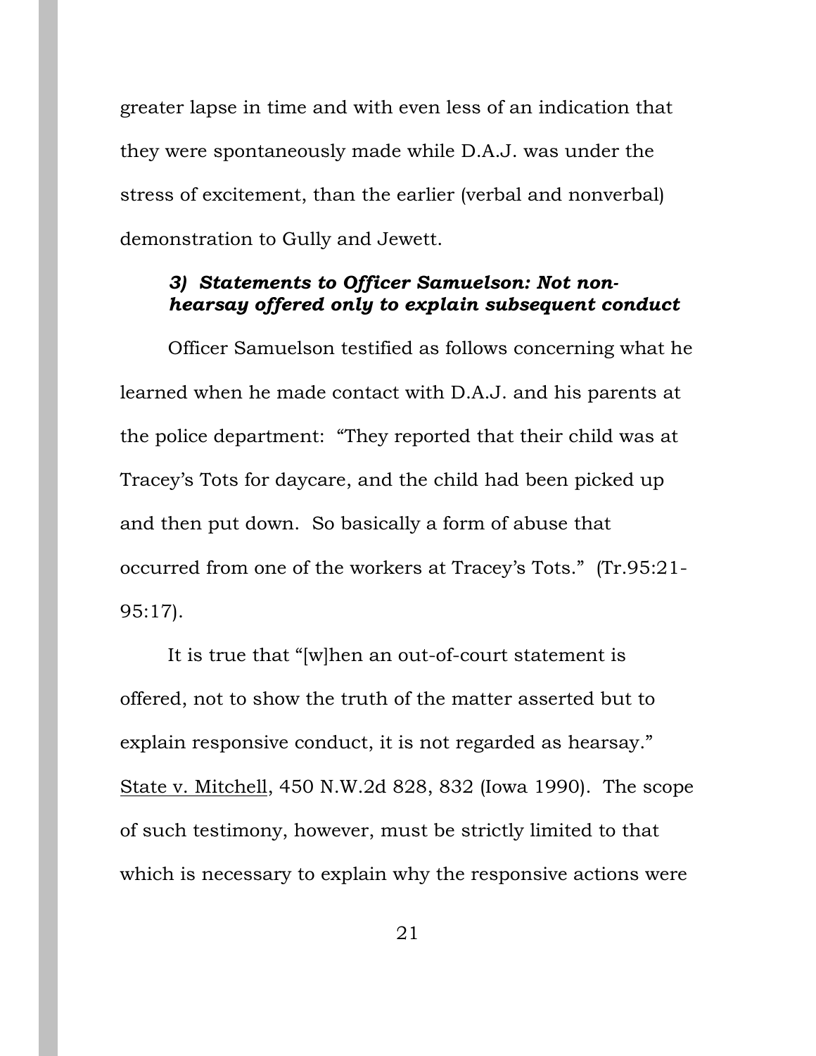greater lapse in time and with even less of an indication that they were spontaneously made while D.A.J. was under the stress of excitement, than the earlier (verbal and nonverbal) demonstration to Gully and Jewett.

### *3) Statements to Officer Samuelson: Not non-hearsay offered only to explain subsequent conduct*

Officer Samuelson testified as follows concerning what he learned when he made contact with D.A.J. and his parents at the police department: "They reported that their child was at Tracey's Tots for daycare, and the child had been picked up and then put down. So basically a form of abuse that occurred from one of the workers at Tracey's Tots." (Tr.95:21-95:17).

It is true that "[w]hen an out-of-court statement is offered, not to show the truth of the matter asserted but to explain responsive conduct, it is not regarded as hearsay." State v. Mitchell, 450 N.W.2d 828, 832 (Iowa 1990). The scope of such testimony, however, must be strictly limited to that which is necessary to explain why the responsive actions were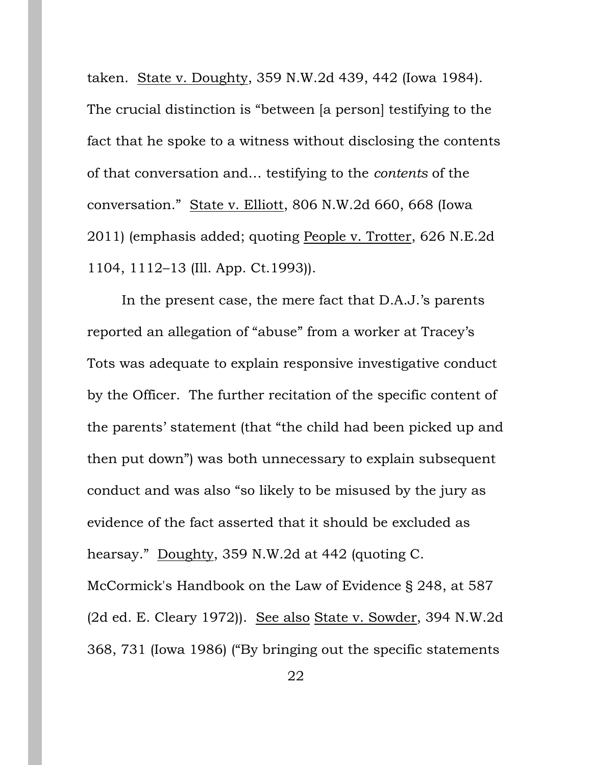taken. State v. Doughty, 359 N.W.2d 439, 442 (Iowa 1984). The crucial distinction is "between [a person] testifying to the fact that he spoke to a witness without disclosing the contents of that conversation and… testifying to the *contents* of the conversation." State v. Elliott, 806 N.W.2d 660, 668 (Iowa 2011) (emphasis added; quoting People v. Trotter, 626 N.E.2d 1104, 1112–13 (Ill. App. Ct.1993)).

In the present case, the mere fact that D.A.J.'s parents reported an allegation of "abuse" from a worker at Tracey's Tots was adequate to explain responsive investigative conduct by the Officer. The further recitation of the specific content of the parents' statement (that "the child had been picked up and then put down") was both unnecessary to explain subsequent conduct and was also "so likely to be misused by the jury as evidence of the fact asserted that it should be excluded as hearsay." Doughty, 359 N.W.2d at 442 (quoting C. McCormick's Handbook on the Law of Evidence § 248, at 587 (2d ed. E. Cleary 1972)). See also State v. Sowder, 394 N.W.2d 368, 731 (Iowa 1986) ("By bringing out the specific statements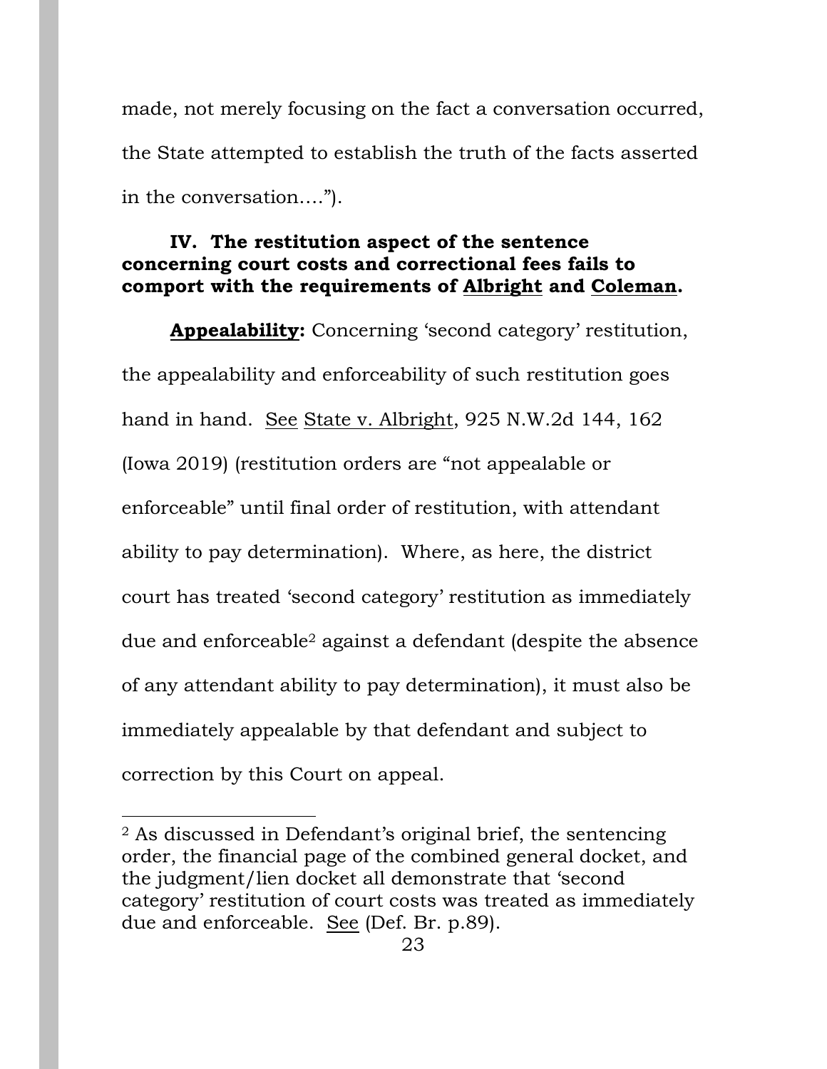made, not merely focusing on the fact a conversation occurred, the State attempted to establish the truth of the facts asserted in the conversation….").

### IV. The restitution aspect of the sentence concerning court costs and correctional fees fails to comport with the requirements of Albright and Coleman.

**Appealability:** Concerning 'second category' restitution, the appealability and enforceability of such restitution goes hand in hand. See State v. Albright, 925 N.W.2d 144, 162 (Iowa 2019) (restitution orders are "not appealable or enforceable" until final order of restitution, with attendant ability to pay determination). Where, as here, the district court has treated 'second category' restitution as immediately due and enforceable[2] against a defendant (despite the absence of any attendant ability to pay determination), it must also be immediately appealable by that defendant and subject to correction by this Court on appeal.

---

[2] As discussed in Defendant's original brief, the sentencing order, the financial page of the combined general docket, and the judgment/lien docket all demonstrate that 'second category' restitution of court costs was treated as immediately due and enforceable. See (Def. Br. p.89).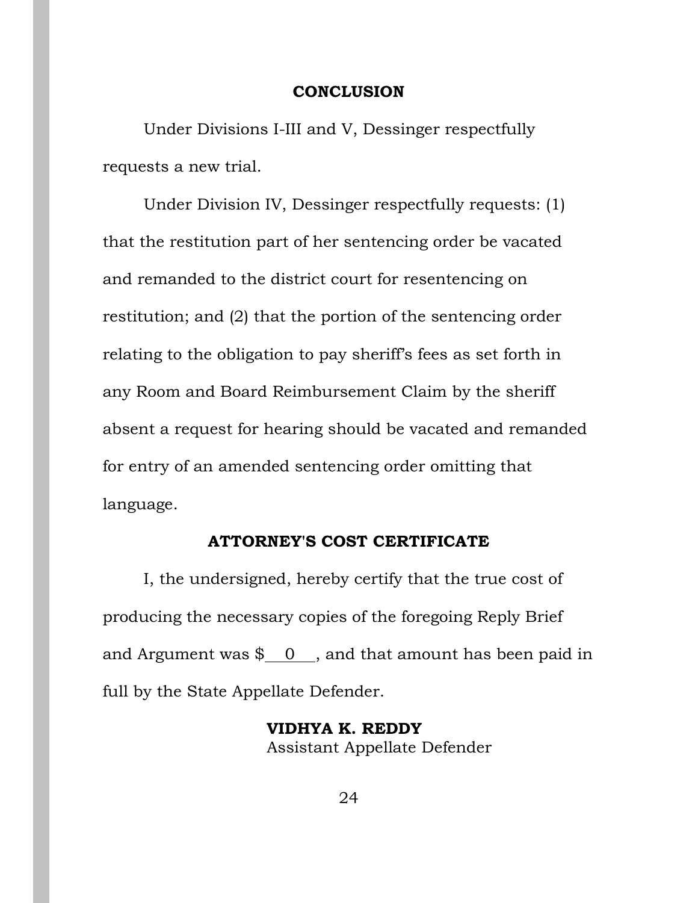## CONCLUSION

Under Divisions I-III and V, Dessinger respectfully requests a new trial.

Under Division IV, Dessinger respectfully requests: (1) that the restitution part of her sentencing order be vacated and remanded to the district court for resentencing on restitution; and (2) that the portion of the sentencing order relating to the obligation to pay sheriff's fees as set forth in any Room and Board Reimbursement Claim by the sheriff absent a request for hearing should be vacated and remanded for entry of an amended sentencing order omitting that language.

## ATTORNEY'S COST CERTIFICATE

I, the undersigned, hereby certify that the true cost of producing the necessary copies of the foregoing Reply Brief and Argument was $\_\_0\_\_, and that amount has been paid in full by the State Appellate Defender.

**VIDHYA K. REDDY**
Assistant Appellate Defender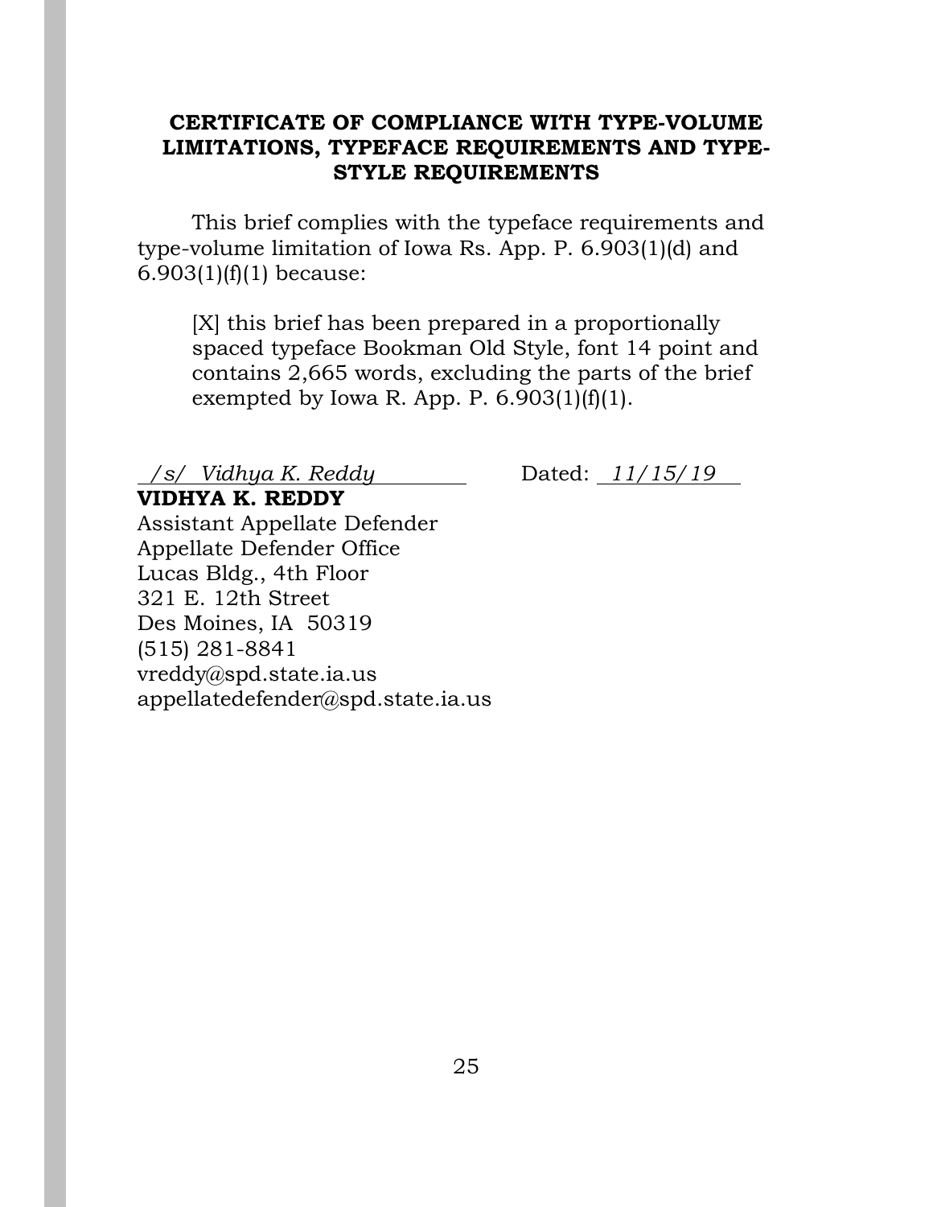## CERTIFICATE OF COMPLIANCE WITH TYPE-VOLUME LIMITATIONS, TYPEFACE REQUIREMENTS AND TYPE-STYLE REQUIREMENTS

This brief complies with the typeface requirements and type-volume limitation of Iowa Rs. App. P. 6.903(1)(d) and 6.903(1)(f)(1) because:

[X] this brief has been prepared in a proportionally spaced typeface Bookman Old Style, font 14 point and contains 2,665 words, excluding the parts of the brief exempted by Iowa R. App. P. 6.903(1)(f)(1).

*/s/ Vidhya K. Reddy* Dated: *11/15/19*

**VIDHYA K. REDDY**
Assistant Appellate Defender
Appellate Defender Office
Lucas Bldg., 4th Floor
321 E. 12th Street
Des Moines, IA 50319
(515) 281-8841
vreddy@spd.state.ia.us
appellatedefender@spd.state.ia.us